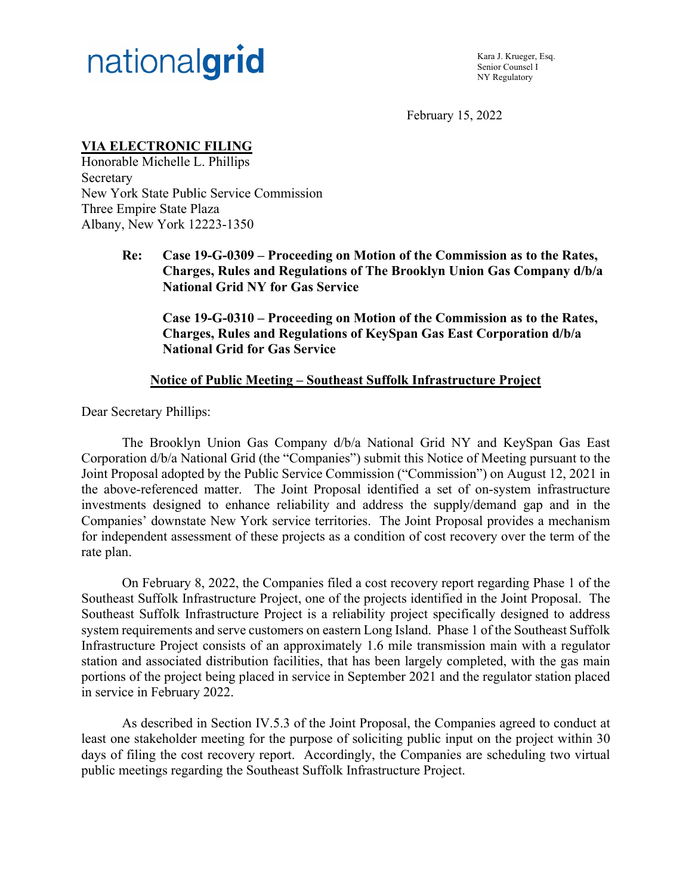nationalgrid

Kara J. Krueger, Esq.
Senior Counsel I
NY Regulatory

February 15, 2022

**VIA ELECTRONIC FILING**
Honorable Michelle L. Phillips
Secretary
New York State Public Service Commission
Three Empire State Plaza
Albany, New York 12223-1350

**Re: Case 19-G-0309 – Proceeding on Motion of the Commission as to the Rates, Charges, Rules and Regulations of The Brooklyn Union Gas Company d/b/a National Grid NY for Gas Service**

**Case 19-G-0310 – Proceeding on Motion of the Commission as to the Rates, Charges, Rules and Regulations of KeySpan Gas East Corporation d/b/a National Grid for Gas Service**

**Notice of Public Meeting – Southeast Suffolk Infrastructure Project**

Dear Secretary Phillips:

The Brooklyn Union Gas Company d/b/a National Grid NY and KeySpan Gas East Corporation d/b/a National Grid (the "Companies") submit this Notice of Meeting pursuant to the Joint Proposal adopted by the Public Service Commission ("Commission") on August 12, 2021 in the above-referenced matter. The Joint Proposal identified a set of on-system infrastructure investments designed to enhance reliability and address the supply/demand gap and in the Companies' downstate New York service territories. The Joint Proposal provides a mechanism for independent assessment of these projects as a condition of cost recovery over the term of the rate plan.

On February 8, 2022, the Companies filed a cost recovery report regarding Phase 1 of the Southeast Suffolk Infrastructure Project, one of the projects identified in the Joint Proposal. The Southeast Suffolk Infrastructure Project is a reliability project specifically designed to address system requirements and serve customers on eastern Long Island. Phase 1 of the Southeast Suffolk Infrastructure Project consists of an approximately 1.6 mile transmission main with a regulator station and associated distribution facilities, that has been largely completed, with the gas main portions of the project being placed in service in September 2021 and the regulator station placed in service in February 2022.

As described in Section IV.5.3 of the Joint Proposal, the Companies agreed to conduct at least one stakeholder meeting for the purpose of soliciting public input on the project within 30 days of filing the cost recovery report. Accordingly, the Companies are scheduling two virtual public meetings regarding the Southeast Suffolk Infrastructure Project.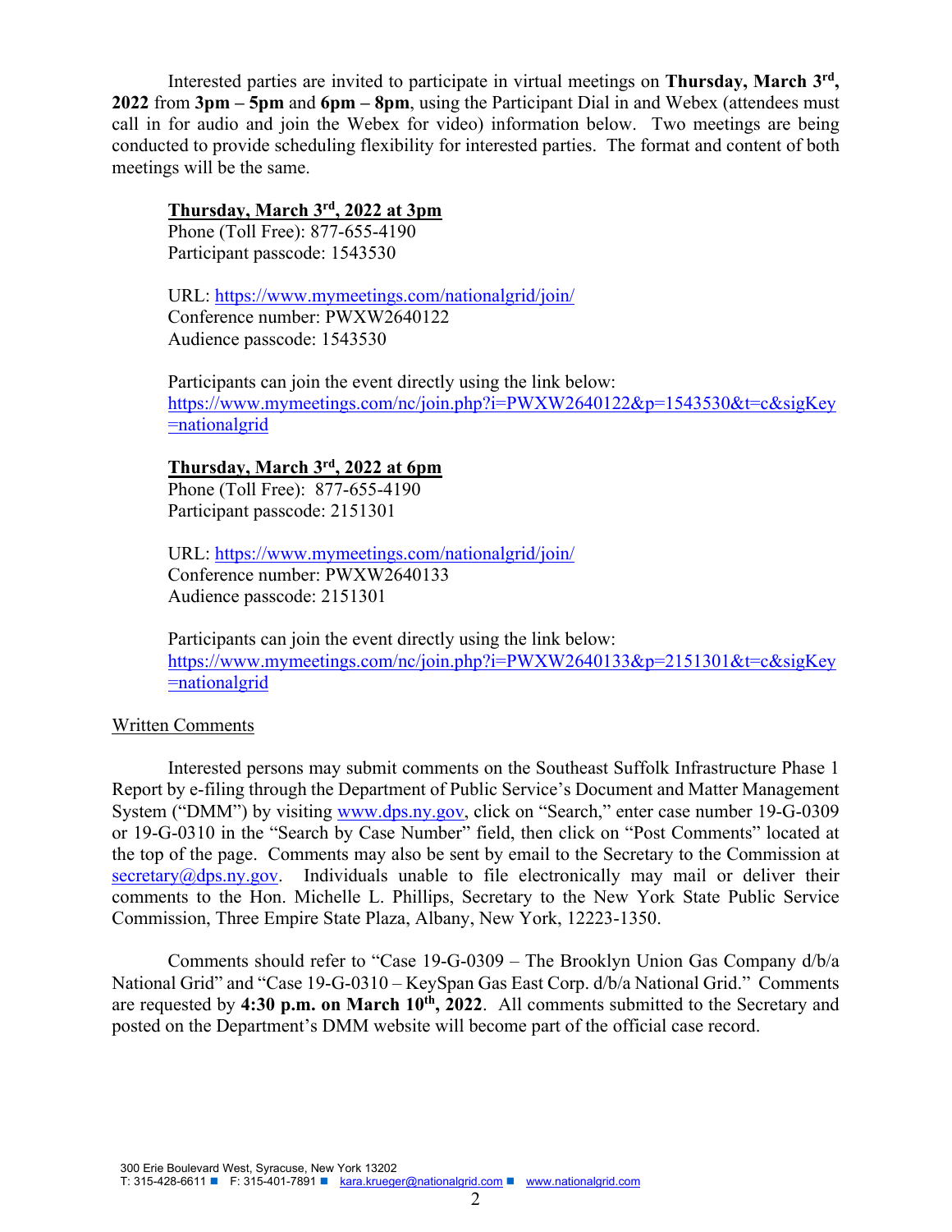Interested parties are invited to participate in virtual meetings on **Thursday, March 3rd, 2022** from **3pm – 5pm** and **6pm – 8pm**, using the Participant Dial in and Webex (attendees must call in for audio and join the Webex for video) information below. Two meetings are being conducted to provide scheduling flexibility for interested parties. The format and content of both meetings will be the same.

**Thursday, March 3rd, 2022 at 3pm**
Phone (Toll Free): 877-655-4190
Participant passcode: 1543530

URL: https://www.mymeetings.com/nationalgrid/join/
Conference number: PWXW2640122
Audience passcode: 1543530

Participants can join the event directly using the link below:
https://www.mymeetings.com/nc/join.php?i=PWXW2640122&p=1543530&t=c&sigKey=nationalgrid

**Thursday, March 3rd, 2022 at 6pm**
Phone (Toll Free): 877-655-4190
Participant passcode: 2151301

URL: https://www.mymeetings.com/nationalgrid/join/
Conference number: PWXW2640133
Audience passcode: 2151301

Participants can join the event directly using the link below:
https://www.mymeetings.com/nc/join.php?i=PWXW2640133&p=2151301&t=c&sigKey=nationalgrid

Written Comments

Interested persons may submit comments on the Southeast Suffolk Infrastructure Phase 1 Report by e-filing through the Department of Public Service's Document and Matter Management System ("DMM") by visiting www.dps.ny.gov, click on "Search," enter case number 19-G-0309 or 19-G-0310 in the "Search by Case Number" field, then click on "Post Comments" located at the top of the page. Comments may also be sent by email to the Secretary to the Commission at secretary@dps.ny.gov. Individuals unable to file electronically may mail or deliver their comments to the Hon. Michelle L. Phillips, Secretary to the New York State Public Service Commission, Three Empire State Plaza, Albany, New York, 12223-1350.

Comments should refer to "Case 19-G-0309 – The Brooklyn Union Gas Company d/b/a National Grid" and "Case 19-G-0310 – KeySpan Gas East Corp. d/b/a National Grid." Comments are requested by **4:30 p.m. on March 10th, 2022**. All comments submitted to the Secretary and posted on the Department's DMM website will become part of the official case record.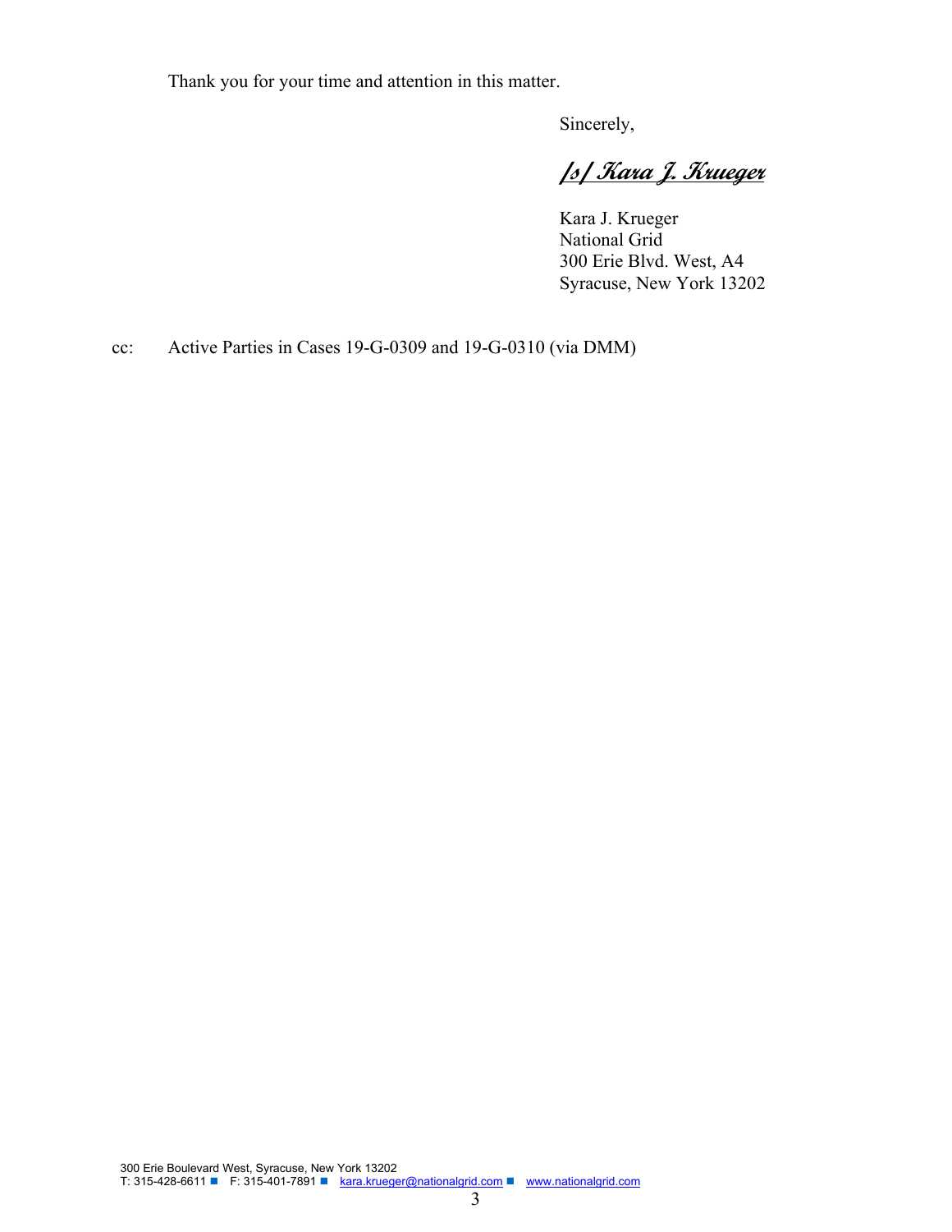Thank you for your time and attention in this matter.

Sincerely,

*/s/ Kara J. Krueger*

Kara J. Krueger
National Grid
300 Erie Blvd. West, A4
Syracuse, New York 13202

cc: Active Parties in Cases 19-G-0309 and 19-G-0310 (via DMM)

300 Erie Boulevard West, Syracuse, New York 13202
T: 315-428-6611 ■ F: 315-401-7891 ■ kara.krueger@nationalgrid.com ■ www.nationalgrid.com